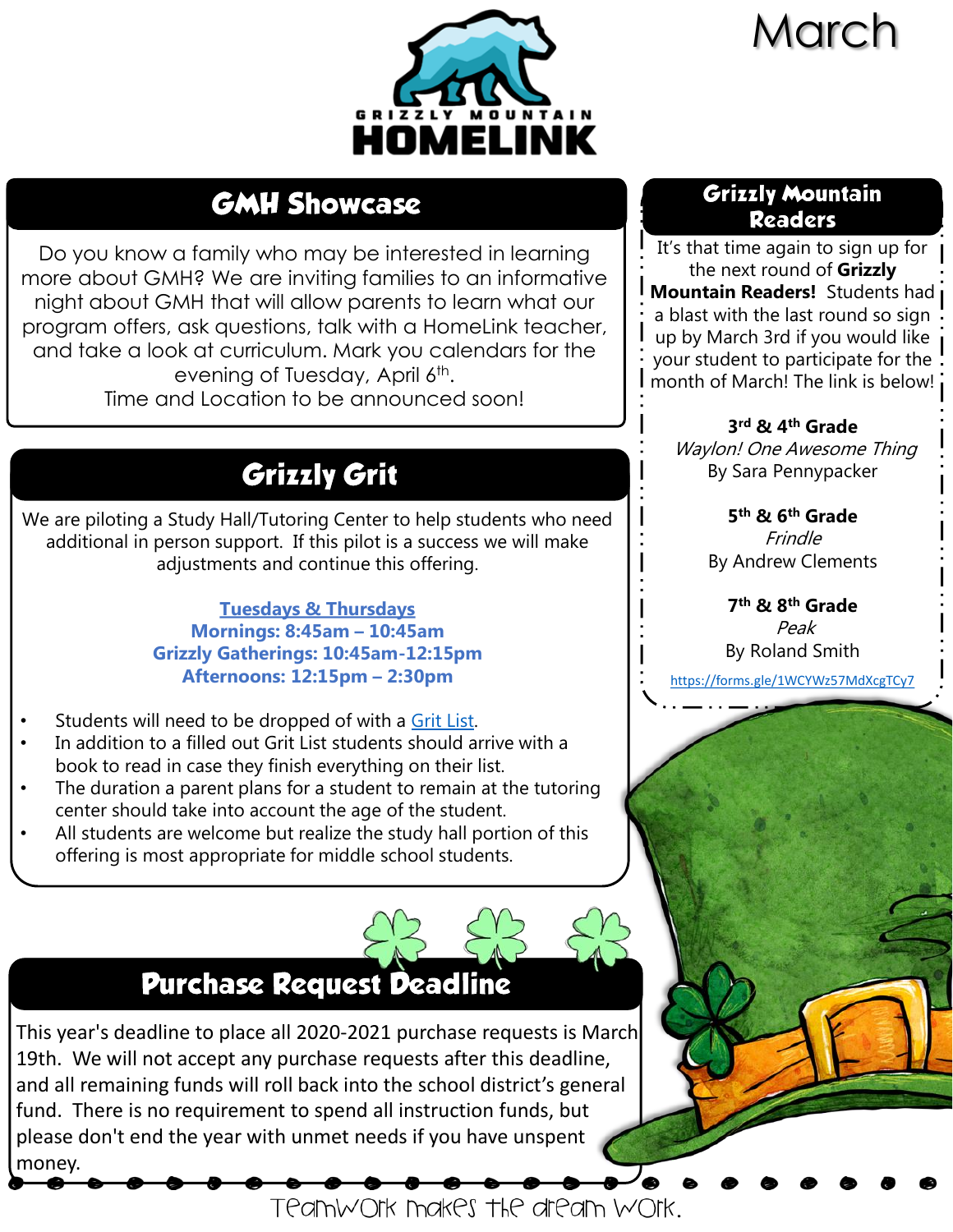# GRIZZLY MOUNTAIN HOMELINK

# March

## GMH Showcase

Do you know a family who may be interested in learning more about GMH? We are inviting families to an informative night about GMH that will allow parents to learn what our program offers, ask questions, talk with a HomeLink teacher, and take a look at curriculum. Mark you calendars for the evening of Tuesday, April 6th.
Time and Location to be announced soon!

## Grizzly Grit

We are piloting a Study Hall/Tutoring Center to help students who need additional in person support. If this pilot is a success we will make adjustments and continue this offering.

**Tuesdays & Thursdays**
**Mornings: 8:45am – 10:45am**
**Grizzly Gatherings: 10:45am-12:15pm**
**Afternoons: 12:15pm – 2:30pm**

- Students will need to be dropped of with a Grit List.
- In addition to a filled out Grit List students should arrive with a book to read in case they finish everything on their list.
- The duration a parent plans for a student to remain at the tutoring center should take into account the age of the student.
- All students are welcome but realize the study hall portion of this offering is most appropriate for middle school students.

## Grizzly Mountain Readers

It's that time again to sign up for the next round of **Grizzly Mountain Readers!** Students had a blast with the last round so sign up by March 3rd if you would like your student to participate for the month of March! The link is below!

**3rd & 4th Grade**
*Waylon! One Awesome Thing*
By Sara Pennypacker

**5th & 6th Grade**
*Frindle*
By Andrew Clements

**7th & 8th Grade**
*Peak*
By Roland Smith

https://forms.gle/1WCYWz57MdXcgTCy7

## Purchase Request Deadline

This year's deadline to place all 2020-2021 purchase requests is March 19th. We will not accept any purchase requests after this deadline, and all remaining funds will roll back into the school district's general fund. There is no requirement to spend all instruction funds, but please don't end the year with unmet needs if you have unspent money.

Teamwork makes the dream work.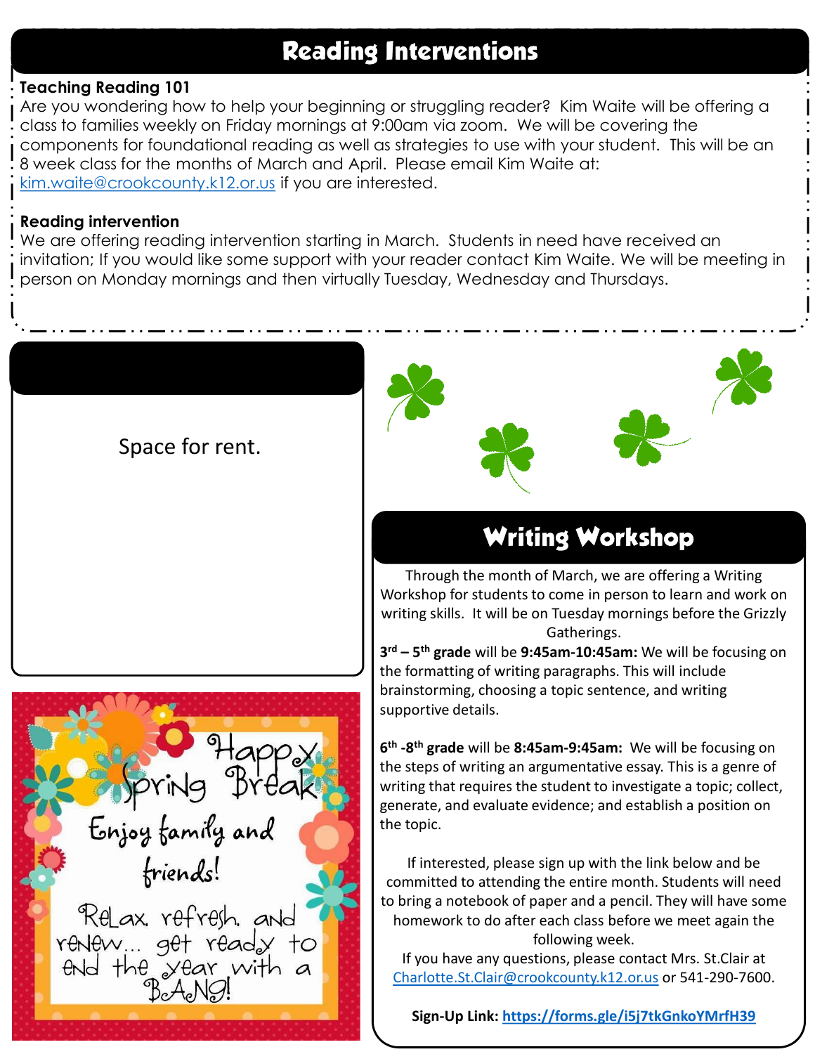# Reading Interventions

**Teaching Reading 101**

Are you wondering how to help your beginning or struggling reader? Kim Waite will be offering a class to families weekly on Friday mornings at 9:00am via zoom. We will be covering the components for foundational reading as well as strategies to use with your student. This will be an 8 week class for the months of March and April. Please email Kim Waite at: kim.waite@crookcounty.k12.or.us if you are interested.

**Reading intervention**

We are offering reading intervention starting in March. Students in need have received an invitation; If you would like some support with your reader contact Kim Waite. We will be meeting in person on Monday mornings and then virtually Tuesday, Wednesday and Thursdays.

Space for rent.

Happy Spring Break

Enjoy family and friends!

Relax, refresh, and renew… get ready to end the year with a BANG!

# Writing Workshop

Through the month of March, we are offering a Writing Workshop for students to come in person to learn and work on writing skills. It will be on Tuesday mornings before the Grizzly Gatherings.

**3rd – 5th grade** will be **9:45am-10:45am:** We will be focusing on the formatting of writing paragraphs. This will include brainstorming, choosing a topic sentence, and writing supportive details.

**6th -8th grade** will be **8:45am-9:45am:** We will be focusing on the steps of writing an argumentative essay. This is a genre of writing that requires the student to investigate a topic; collect, generate, and evaluate evidence; and establish a position on the topic.

If interested, please sign up with the link below and be committed to attending the entire month. Students will need to bring a notebook of paper and a pencil. They will have some homework to do after each class before we meet again the following week.

If you have any questions, please contact Mrs. St.Clair at Charlotte.St.Clair@crookcounty.k12.or.us or 541-290-7600.

**Sign-Up Link: https://forms.gle/i5j7tkGnkoYMrfH39**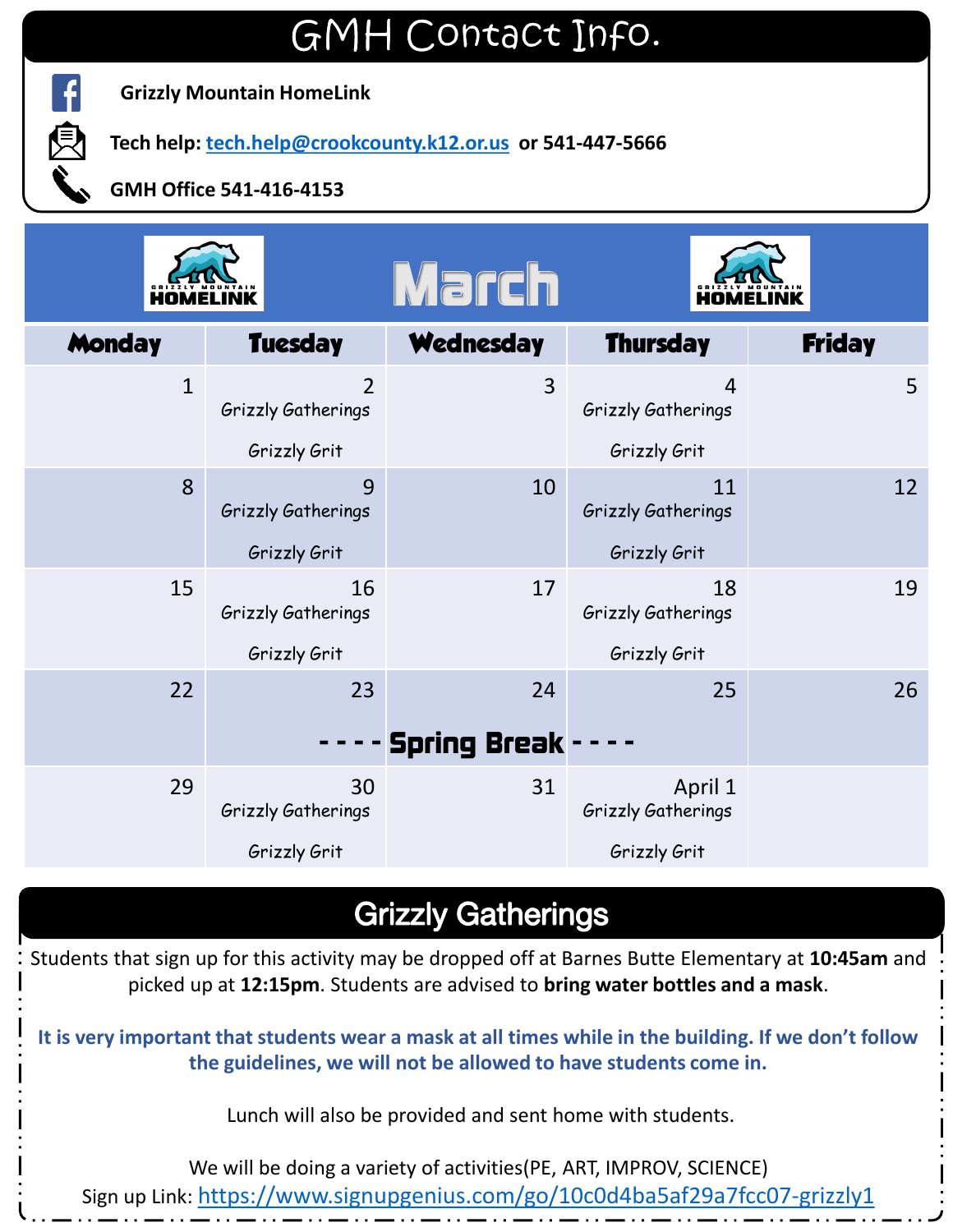# GMH Contact Info.

**Grizzly Mountain HomeLink**

**Tech help: [tech.help@crookcounty.k12.or.us](mailto:tech.help@crookcounty.k12.or.us) or 541-447-5666**

**GMH Office 541-416-4153**

## March

| Monday | Tuesday | Wednesday | Thursday | Friday |
|---|---|---|---|---|
| 1 | 2<br>Grizzly Gatherings<br>Grizzly Grit | 3 | 4<br>Grizzly Gatherings<br>Grizzly Grit | 5 |
| 8 | 9<br>Grizzly Gatherings<br>Grizzly Grit | 10 | 11<br>Grizzly Gatherings<br>Grizzly Grit | 12 |
| 15 | 16<br>Grizzly Gatherings<br>Grizzly Grit | 17 | 18<br>Grizzly Gatherings<br>Grizzly Grit | 19 |
| 22 | 23<br>- - - - Spring Break | 24<br>Spring Break | 25<br>Spring Break - - - - | 26 |
| 29 | 30<br>Grizzly Gatherings<br>Grizzly Grit | 31 | April 1<br>Grizzly Gatherings<br>Grizzly Grit | |

## Grizzly Gatherings

Students that sign up for this activity may be dropped off at Barnes Butte Elementary at **10:45am** and picked up at **12:15pm**. Students are advised to **bring water bottles and a mask**.

**It is very important that students wear a mask at all times while in the building. If we don't follow the guidelines, we will not be allowed to have students come in.**

Lunch will also be provided and sent home with students.

We will be doing a variety of activities(PE, ART, IMPROV, SCIENCE)

Sign up Link: https://www.signupgenius.com/go/10c0d4ba5af29a7fcc07-grizzly1